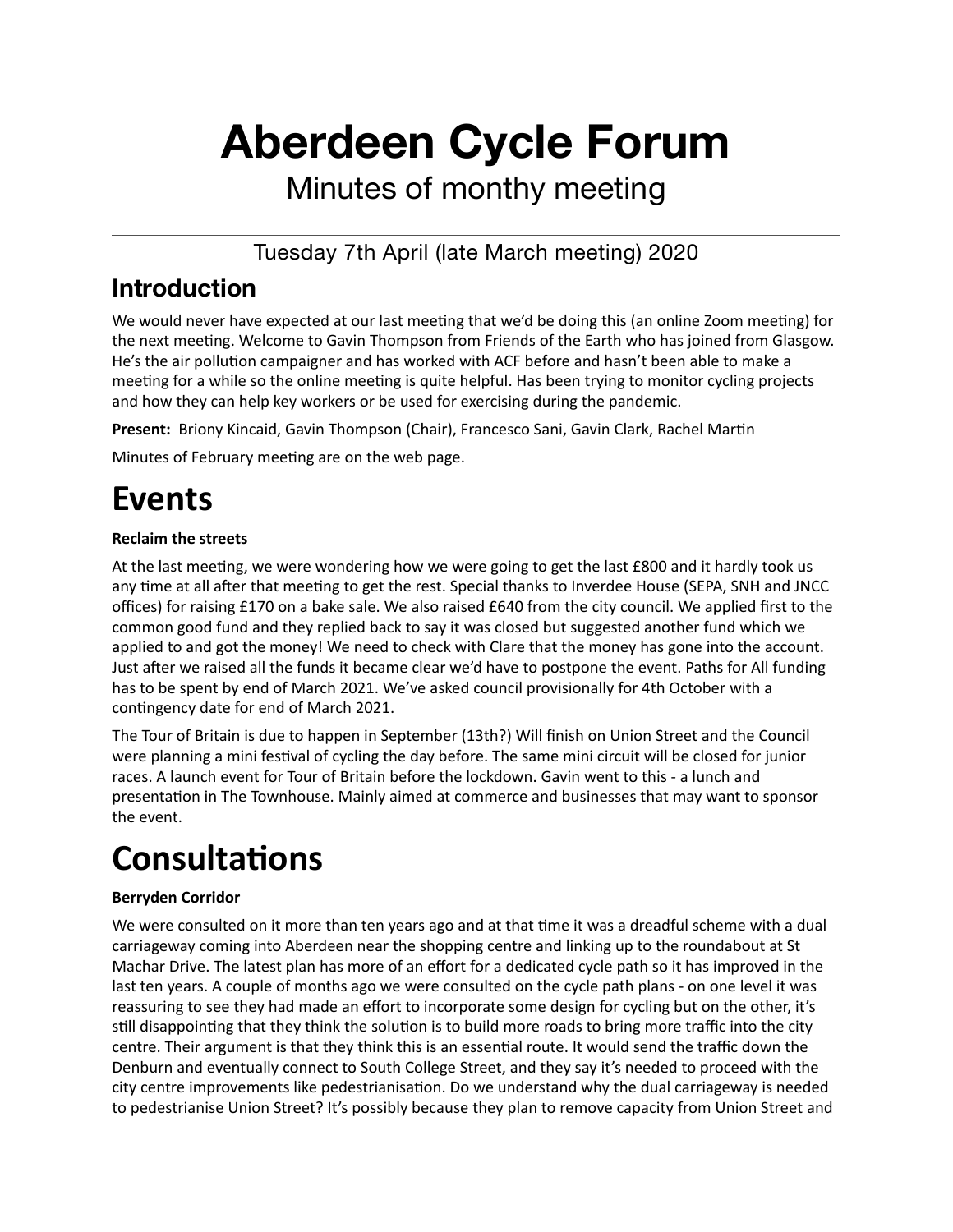# Aberdeen Cycle Forum

Minutes of monthy meeting

---

Tuesday 7th April (late March meeting) 2020

## Introduction

We would never have expected at our last meeting that we'd be doing this (an online Zoom meeting) for the next meeting. Welcome to Gavin Thompson from Friends of the Earth who has joined from Glasgow. He's the air pollution campaigner and has worked with ACF before and hasn't been able to make a meeting for a while so the online meeting is quite helpful. Has been trying to monitor cycling projects and how they can help key workers or be used for exercising during the pandemic.

**Present:** Briony Kincaid, Gavin Thompson (Chair), Francesco Sani, Gavin Clark, Rachel Martin

Minutes of February meeting are on the web page.

# Events

**Reclaim the streets**

At the last meeting, we were wondering how we were going to get the last £800 and it hardly took us any time at all after that meeting to get the rest. Special thanks to Inverdee House (SEPA, SNH and JNCC offices) for raising £170 on a bake sale. We also raised £640 from the city council. We applied first to the common good fund and they replied back to say it was closed but suggested another fund which we applied to and got the money! We need to check with Clare that the money has gone into the account. Just after we raised all the funds it became clear we'd have to postpone the event. Paths for All funding has to be spent by end of March 2021. We've asked council provisionally for 4th October with a contingency date for end of March 2021.

The Tour of Britain is due to happen in September (13th?) Will finish on Union Street and the Council were planning a mini festival of cycling the day before. The same mini circuit will be closed for junior races. A launch event for Tour of Britain before the lockdown. Gavin went to this - a lunch and presentation in The Townhouse. Mainly aimed at commerce and businesses that may want to sponsor the event.

# Consultations

**Berryden Corridor**

We were consulted on it more than ten years ago and at that time it was a dreadful scheme with a dual carriageway coming into Aberdeen near the shopping centre and linking up to the roundabout at St Machar Drive. The latest plan has more of an effort for a dedicated cycle path so it has improved in the last ten years. A couple of months ago we were consulted on the cycle path plans - on one level it was reassuring to see they had made an effort to incorporate some design for cycling but on the other, it's still disappointing that they think the solution is to build more roads to bring more traffic into the city centre. Their argument is that they think this is an essential route. It would send the traffic down the Denburn and eventually connect to South College Street, and they say it's needed to proceed with the city centre improvements like pedestrianisation. Do we understand why the dual carriageway is needed to pedestrianise Union Street? It's possibly because they plan to remove capacity from Union Street and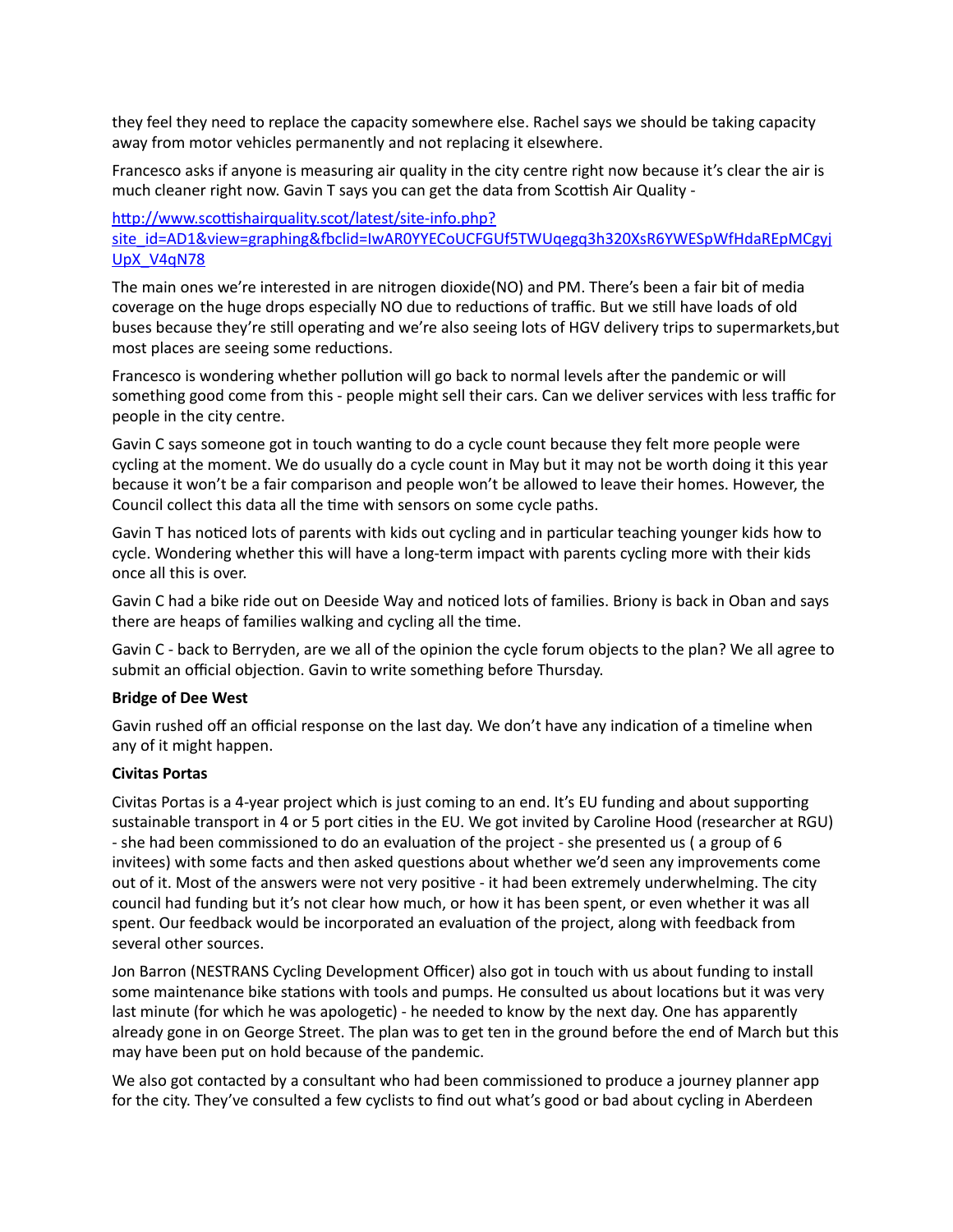they feel they need to replace the capacity somewhere else. Rachel says we should be taking capacity away from motor vehicles permanently and not replacing it elsewhere.

Francesco asks if anyone is measuring air quality in the city centre right now because it's clear the air is much cleaner right now. Gavin T says you can get the data from Scottish Air Quality -

[http://www.scottishairquality.scot/latest/site-info.php?site_id=AD1&view=graphing&fbclid=IwAR0YYECoUCFGUf5TWUqegq3h320XsR6YWESpWfHdaREpMCgyjUpX_V4qN78](http://www.scottishairquality.scot/latest/site-info.php?site_id=AD1&view=graphing&fbclid=IwAR0YYECoUCFGUf5TWUqegq3h320XsR6YWESpWfHdaREpMCgyjUpX_V4qN78)

The main ones we're interested in are nitrogen dioxide(NO) and PM. There's been a fair bit of media coverage on the huge drops especially NO due to reductions of traffic. But we still have loads of old buses because they're still operating and we're also seeing lots of HGV delivery trips to supermarkets,but most places are seeing some reductions.

Francesco is wondering whether pollution will go back to normal levels after the pandemic or will something good come from this - people might sell their cars. Can we deliver services with less traffic for people in the city centre.

Gavin C says someone got in touch wanting to do a cycle count because they felt more people were cycling at the moment. We do usually do a cycle count in May but it may not be worth doing it this year because it won't be a fair comparison and people won't be allowed to leave their homes. However, the Council collect this data all the time with sensors on some cycle paths.

Gavin T has noticed lots of parents with kids out cycling and in particular teaching younger kids how to cycle. Wondering whether this will have a long-term impact with parents cycling more with their kids once all this is over.

Gavin C had a bike ride out on Deeside Way and noticed lots of families. Briony is back in Oban and says there are heaps of families walking and cycling all the time.

Gavin C - back to Berryden, are we all of the opinion the cycle forum objects to the plan? We all agree to submit an official objection. Gavin to write something before Thursday.

**Bridge of Dee West**

Gavin rushed off an official response on the last day. We don't have any indication of a timeline when any of it might happen.

**Civitas Portas**

Civitas Portas is a 4-year project which is just coming to an end. It's EU funding and about supporting sustainable transport in 4 or 5 port cities in the EU. We got invited by Caroline Hood (researcher at RGU) - she had been commissioned to do an evaluation of the project - she presented us ( a group of 6 invitees) with some facts and then asked questions about whether we'd seen any improvements come out of it. Most of the answers were not very positive - it had been extremely underwhelming. The city council had funding but it's not clear how much, or how it has been spent, or even whether it was all spent. Our feedback would be incorporated an evaluation of the project, along with feedback from several other sources.

Jon Barron (NESTRANS Cycling Development Officer) also got in touch with us about funding to install some maintenance bike stations with tools and pumps. He consulted us about locations but it was very last minute (for which he was apologetic) - he needed to know by the next day. One has apparently already gone in on George Street. The plan was to get ten in the ground before the end of March but this may have been put on hold because of the pandemic.

We also got contacted by a consultant who had been commissioned to produce a journey planner app for the city. They've consulted a few cyclists to find out what's good or bad about cycling in Aberdeen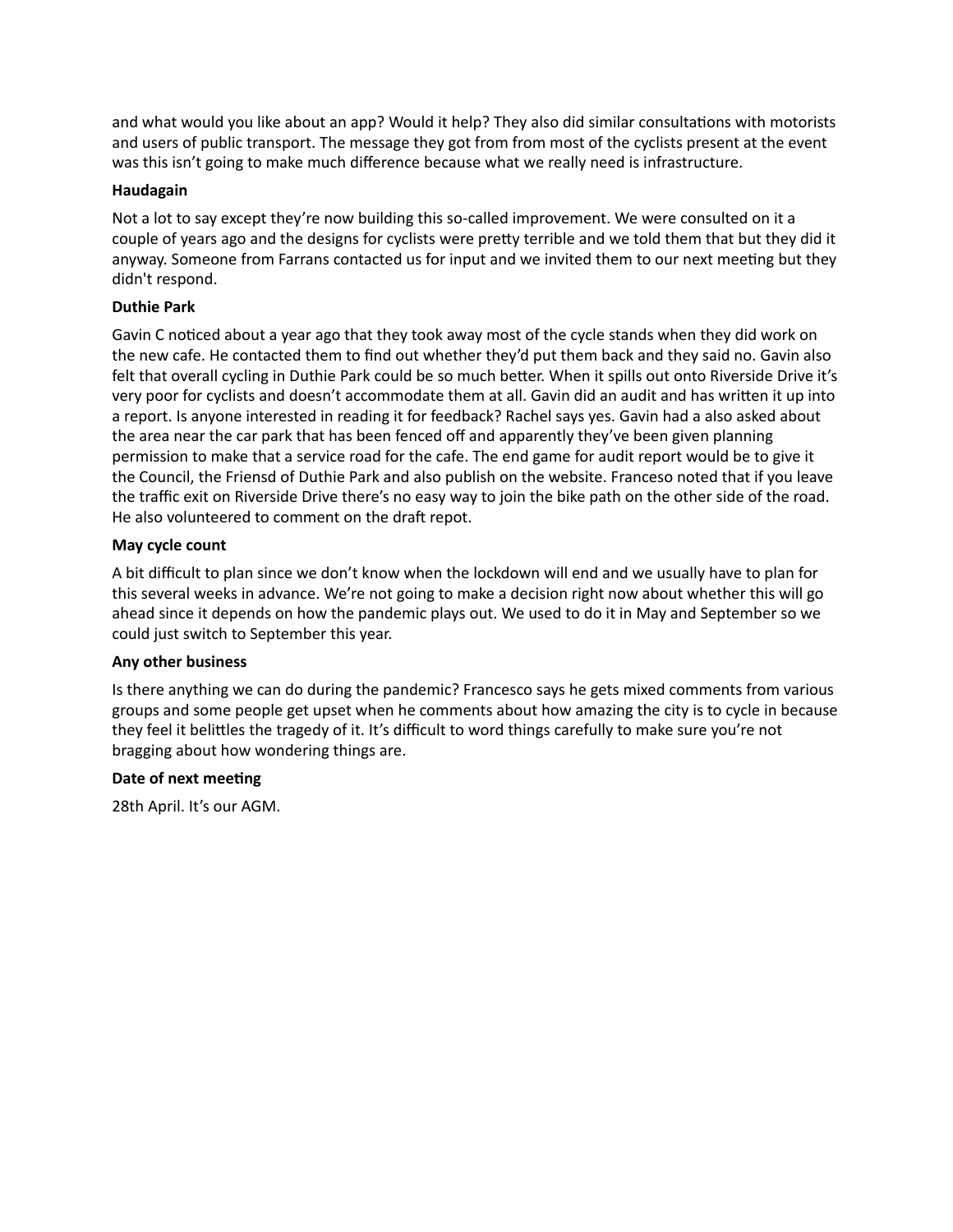and what would you like about an app? Would it help? They also did similar consultations with motorists and users of public transport. The message they got from from most of the cyclists present at the event was this isn't going to make much difference because what we really need is infrastructure.

**Haudagain**

Not a lot to say except they're now building this so-called improvement. We were consulted on it a couple of years ago and the designs for cyclists were pretty terrible and we told them that but they did it anyway. Someone from Farrans contacted us for input and we invited them to our next meeting but they didn't respond.

**Duthie Park**

Gavin C noticed about a year ago that they took away most of the cycle stands when they did work on the new cafe. He contacted them to find out whether they'd put them back and they said no. Gavin also felt that overall cycling in Duthie Park could be so much better. When it spills out onto Riverside Drive it's very poor for cyclists and doesn't accommodate them at all. Gavin did an audit and has written it up into a report. Is anyone interested in reading it for feedback? Rachel says yes. Gavin had a also asked about the area near the car park that has been fenced off and apparently they've been given planning permission to make that a service road for the cafe. The end game for audit report would be to give it the Council, the Friensd of Duthie Park and also publish on the website. Franceso noted that if you leave the traffic exit on Riverside Drive there's no easy way to join the bike path on the other side of the road. He also volunteered to comment on the draft repot.

**May cycle count**

A bit difficult to plan since we don't know when the lockdown will end and we usually have to plan for this several weeks in advance. We're not going to make a decision right now about whether this will go ahead since it depends on how the pandemic plays out. We used to do it in May and September so we could just switch to September this year.

**Any other business**

Is there anything we can do during the pandemic? Francesco says he gets mixed comments from various groups and some people get upset when he comments about how amazing the city is to cycle in because they feel it belittles the tragedy of it. It's difficult to word things carefully to make sure you're not bragging about how wondering things are.

**Date of next meeting**

28th April. It's our AGM.